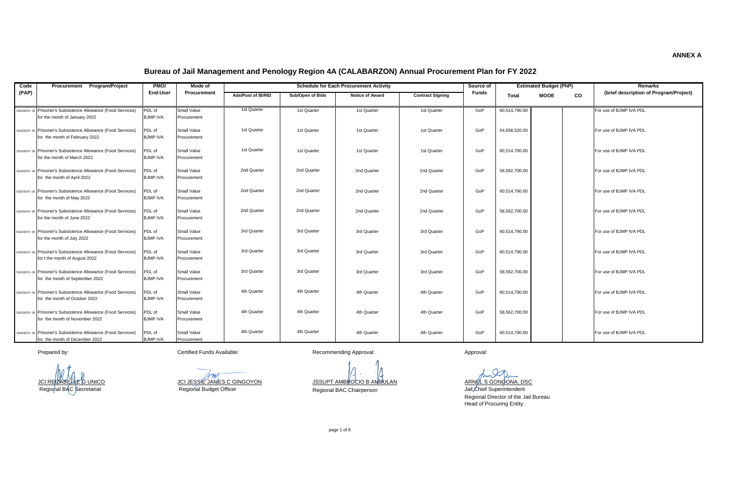**ANNEX A**

# Bureau of Jail Management and Penology Region 4A (CALABARZON) Annual Procurement Plan for FY 2022

| Code (PAP) | Procurement Program/Project | PMO/ End-User | Mode of Procurement | Schedule for Each Procurement Activity | | | | Source of Funds | Estimated Budget (PhP) | | | Remarks (brief description of Program/Project) |
|---|---|---|---|---|---|---|---|---|---|---|---|---|
| | | | | Ads/Post of IB/REI | Sub/Open of Bids | Notice of Award | Contract Signing | | Total | MOOE | CO | |
| 50203070 00 | Prisoner's Subsistence Allowance (Food Services) for the month of January 2022 | PDL of BJMP IVA | Small Value Procurement | 1st Quarter | 1st Quarter | 1st Quarter | 1st Quarter | GoP | 60,514,790.00 | | | For use of BJMP IVA PDL |
| 50203070 00 | Prisoner's Subsistence Allowance (Food Services) for the month of February 2022 | PDL of BJMP IVA | Small Value Procurement | 1st Quarter | 1st Quarter | 1st Quarter | 1st Quarter | GoP | 54,658,520.00 | | | For use of BJMP IVA PDL |
| 50203070 00 | Prisoner's Subsistence Allowance (Food Services) for the month of March 2022 | PDL of BJMP IVA | Small Value Procurement | 1st Quarter | 1st Quarter | 1st Quarter | 1st Quarter | GoP | 60,514,790.00 | | | For use of BJMP IVA PDL |
| 50203070 00 | Prisoner's Subsistence Allowance (Food Services) for the month of April 2022 | PDL of BJMP IVA | Small Value Procurement | 2nd Quarter | 2nd Quarter | 2nd Quarter | 2nd Quarter | GoP | 58,562,700.00 | | | For use of BJMP IVA PDL |
| 50203070 00 | Prisoner's Subsistence Allowance (Food Services) for the month of May 2022 | PDL of BJMP IVA | Small Value Procurement | 2nd Quarter | 2nd Quarter | 2nd Quarter | 2nd Quarter | GoP | 60,514,790.00 | | | For use of BJMP IVA PDL |
| 50203070 00 | Prisoner's Subsistence Allowance (Food Services) for the month of June 2022 | PDL of BJMP IVA | Small Value Procurement | 2nd Quarter | 2nd Quarter | 2nd Quarter | 2nd Quarter | GoP | 58,562,700.00 | | | For use of BJMP IVA PDL |
| 50203070 00 | Prisoner's Subsistence Allowance (Food Services) for the month of July 2022 | PDL of BJMP IVA | Small Value Procurement | 3rd Quarter | 3rd Quarter | 3rd Quarter | 3rd Quarter | GoP | 60,514,790.00 | | | For use of BJMP IVA PDL |
| 50203070 00 | Prisoner's Subsistence Allowance (Food Services) for t the month of August 2022 | PDL of BJMP IVA | Small Value Procurement | 3rd Quarter | 3rd Quarter | 3rd Quarter | 3rd Quarter | GoP | 60,514,790.00 | | | For use of BJMP IVA PDL |
| 50203070 00 | Prisoner's Subsistence Allowance (Food Services) for the month of September 2022 | PDL of BJMP IVA | Small Value Procurement | 3rd Quarter | 3rd Quarter | 3rd Quarter | 3rd Quarter | GoP | 58,562,700.00 | | | For use of BJMP IVA PDL |
| 50203070 00 | Prisoner's Subsistence Allowance (Food Services) for the month of October 2022 | PDL of BJMP IVA | Small Value Procurement | 4th Quarter | 4th Quarter | 4th Quarter | 4th Quarter | GoP | 60,514,790.00 | | | For use of BJMP IVA PDL |
| 50203070 00 | Prisoner's Subsistence Allowance (Food Services) for the month of November 2022 | PDL of BJMP IVA | Small Value Procurement | 4th Quarter | 4th Quarter | 4th Quarter | 4th Quarter | GoP | 58,562,700.00 | | | For use of BJMP IVA PDL |
| 50203070 00 | Prisoner's Subsistence Allowance (Food Services) for the month of December 2022 | PDL of BJMP IVA | Small Value Procurement | 4th Quarter | 4th Quarter | 4th Quarter | 4th Quarter | GoP | 60,514,790.00 | | | For use of BJMP IVA PDL |

| Prepared by: | Certified Funds Available: | Recommending Approval: | Approval: |
|---|---|---|---|
| JCI REIZABELLE G UNICO | JCI JESSIE JAMES C GINGOYON | JSSUPT AMBROCIO B ANDULAN | ARNEL S GONGONA, DSC |
| Regional BAC Secretariat | Regional Budget Officer | Regional BAC Chairperson | Jail Chief Superintendent |
| | | | Regional Director of the Jail Bureau |
| | | | Head of Procuring Entity |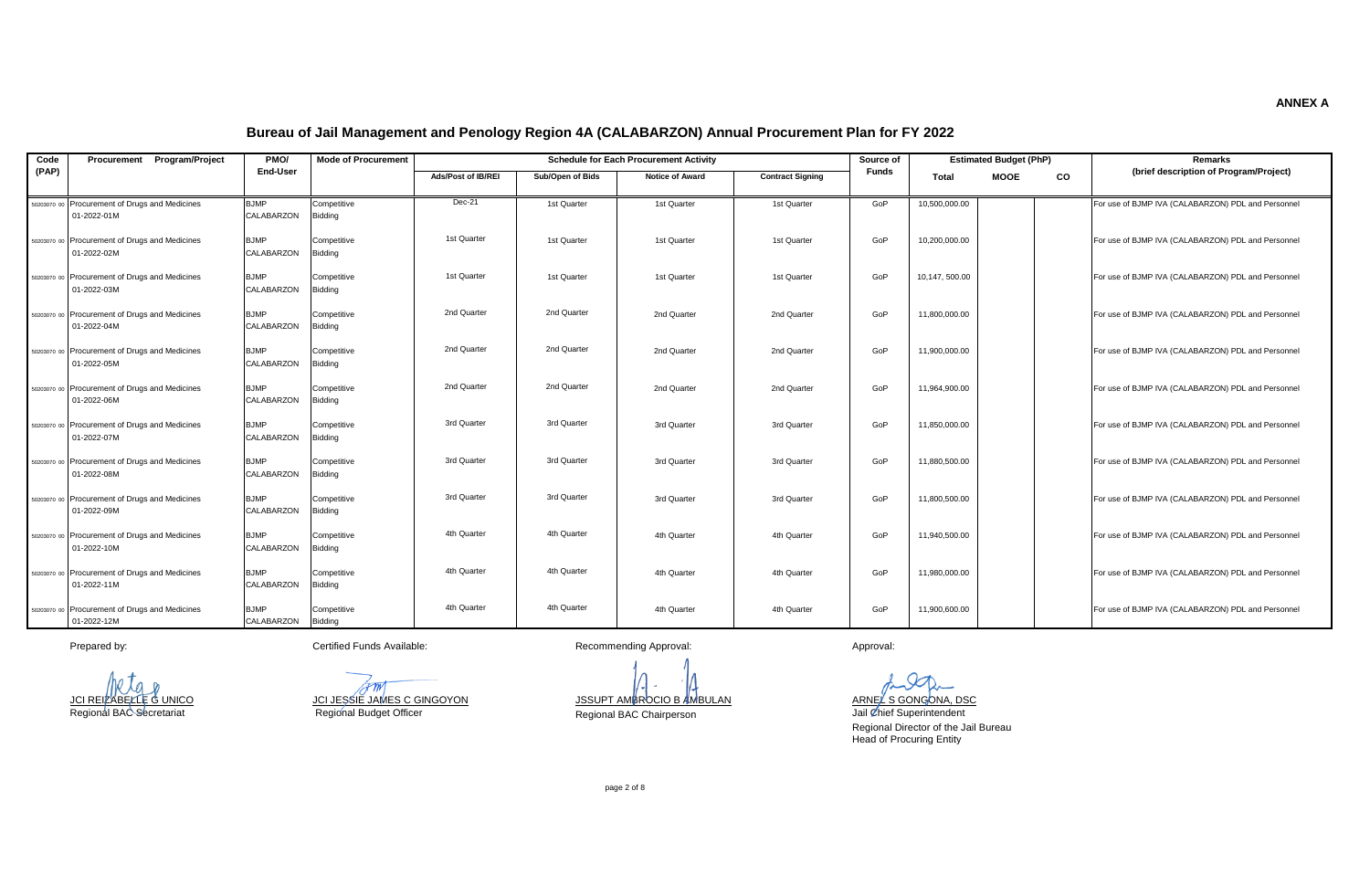**ANNEX A**

# Bureau of Jail Management and Penology Region 4A (CALABARZON) Annual Procurement Plan for FY 2022

| Code (PAP) | Procurement Program/Project | PMO/ End-User | Mode of Procurement | Schedule for Each Procurement Activity | | | | Source of Funds | Estimated Budget (PhP) | | | Remarks (brief description of Program/Project) |
|---|---|---|---|---|---|---|---|---|---|---|---|---|
| | | | | Ads/Post of IB/REI | Sub/Open of Bids | Notice of Award | Contract Signing | | Total | MOOE | CO | |
| 50203070 00 | Procurement of Drugs and Medicines 01-2022-01M | BJMP CALABARZON | Competitive Bidding | Dec-21 | 1st Quarter | 1st Quarter | 1st Quarter | GoP | 10,500,000.00 | | | For use of BJMP IVA (CALABARZON) PDL and Personnel |
| 50203070 00 | Procurement of Drugs and Medicines 01-2022-02M | BJMP CALABARZON | Competitive Bidding | 1st Quarter | 1st Quarter | 1st Quarter | 1st Quarter | GoP | 10,200,000.00 | | | For use of BJMP IVA (CALABARZON) PDL and Personnel |
| 50203070 00 | Procurement of Drugs and Medicines 01-2022-03M | BJMP CALABARZON | Competitive Bidding | 1st Quarter | 1st Quarter | 1st Quarter | 1st Quarter | GoP | 10,147, 500.00 | | | For use of BJMP IVA (CALABARZON) PDL and Personnel |
| 50203070 00 | Procurement of Drugs and Medicines 01-2022-04M | BJMP CALABARZON | Competitive Bidding | 2nd Quarter | 2nd Quarter | 2nd Quarter | 2nd Quarter | GoP | 11,800,000.00 | | | For use of BJMP IVA (CALABARZON) PDL and Personnel |
| 50203070 00 | Procurement of Drugs and Medicines 01-2022-05M | BJMP CALABARZON | Competitive Bidding | 2nd Quarter | 2nd Quarter | 2nd Quarter | 2nd Quarter | GoP | 11,900,000.00 | | | For use of BJMP IVA (CALABARZON) PDL and Personnel |
| 50203070 00 | Procurement of Drugs and Medicines 01-2022-06M | BJMP CALABARZON | Competitive Bidding | 2nd Quarter | 2nd Quarter | 2nd Quarter | 2nd Quarter | GoP | 11,964,900.00 | | | For use of BJMP IVA (CALABARZON) PDL and Personnel |
| 50203070 00 | Procurement of Drugs and Medicines 01-2022-07M | BJMP CALABARZON | Competitive Bidding | 3rd Quarter | 3rd Quarter | 3rd Quarter | 3rd Quarter | GoP | 11,850,000.00 | | | For use of BJMP IVA (CALABARZON) PDL and Personnel |
| 50203070 00 | Procurement of Drugs and Medicines 01-2022-08M | BJMP CALABARZON | Competitive Bidding | 3rd Quarter | 3rd Quarter | 3rd Quarter | 3rd Quarter | GoP | 11,880,500.00 | | | For use of BJMP IVA (CALABARZON) PDL and Personnel |
| 50203070 00 | Procurement of Drugs and Medicines 01-2022-09M | BJMP CALABARZON | Competitive Bidding | 3rd Quarter | 3rd Quarter | 3rd Quarter | 3rd Quarter | GoP | 11,800,500.00 | | | For use of BJMP IVA (CALABARZON) PDL and Personnel |
| 50203070 00 | Procurement of Drugs and Medicines 01-2022-10M | BJMP CALABARZON | Competitive Bidding | 4th Quarter | 4th Quarter | 4th Quarter | 4th Quarter | GoP | 11,940,500.00 | | | For use of BJMP IVA (CALABARZON) PDL and Personnel |
| 50203070 00 | Procurement of Drugs and Medicines 01-2022-11M | BJMP CALABARZON | Competitive Bidding | 4th Quarter | 4th Quarter | 4th Quarter | 4th Quarter | GoP | 11,980,000.00 | | | For use of BJMP IVA (CALABARZON) PDL and Personnel |
| 50203070 00 | Procurement of Drugs and Medicines 01-2022-12M | BJMP CALABARZON | Competitive Bidding | 4th Quarter | 4th Quarter | 4th Quarter | 4th Quarter | GoP | 11,900,600.00 | | | For use of BJMP IVA (CALABARZON) PDL and Personnel |

Prepared by:

JCI REIZABELLE G UNICO
Regional BAC Secretariat

Certified Funds Available:

JCI JESSIE JAMES C GINGOYON
Regional Budget Officer

Recommending Approval:

JSSUPT AMBROCIO B AMBULAN
Regional BAC Chairperson

Approval:

ARNEL S GONGONA, DSC
Jail Chief Superintendent
Regional Director of the Jail Bureau
Head of Procuring Entity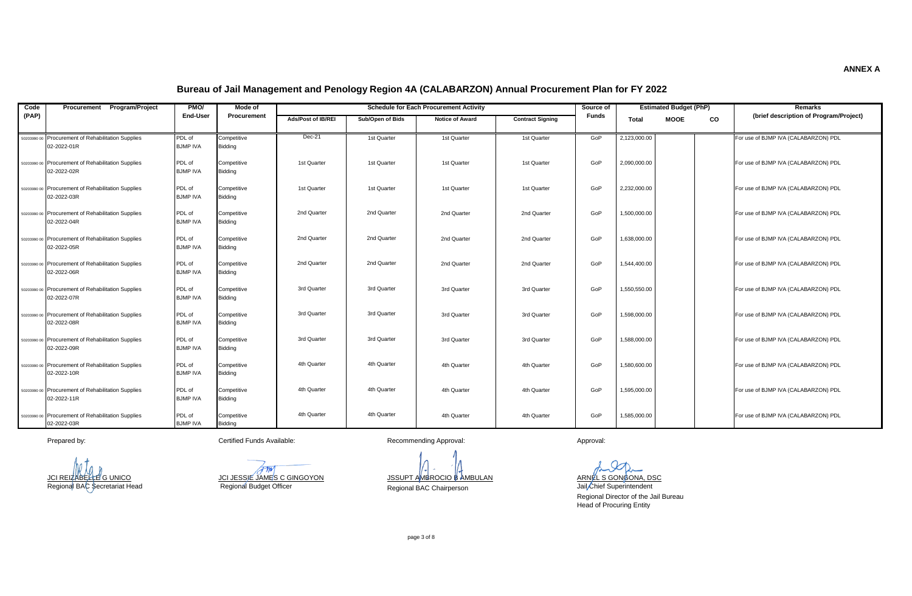**ANNEX A**

# Bureau of Jail Management and Penology Region 4A (CALABARZON) Annual Procurement Plan for FY 2022

| Code (PAP) | Procurement Program/Project | PMO/ End-User | Mode of Procurement | Schedule for Each Procurement Activity | | | | Source of Funds | Estimated Budget (PhP) | | | Remarks (brief description of Program/Project) |
|---|---|---|---|---|---|---|---|---|---|---|---|---|
| | | | | Ads/Post of IB/REI | Sub/Open of Bids | Notice of Award | Contract Signing | | Total | MOOE | CO | |
| 50203990 00 | Procurement of Rehabilitation Supplies 02-2022-01R | PDL of BJMP IVA | Competitive Bidding | Dec-21 | 1st Quarter | 1st Quarter | 1st Quarter | GoP | 2,123,000.00 | | | For use of BJMP IVA (CALABARZON) PDL |
| 50203990 00 | Procurement of Rehabilitation Supplies 02-2022-02R | PDL of BJMP IVA | Competitive Bidding | 1st Quarter | 1st Quarter | 1st Quarter | 1st Quarter | GoP | 2,090,000.00 | | | For use of BJMP IVA (CALABARZON) PDL |
| 50203990 00 | Procurement of Rehabilitation Supplies 02-2022-03R | PDL of BJMP IVA | Competitive Bidding | 1st Quarter | 1st Quarter | 1st Quarter | 1st Quarter | GoP | 2,232,000.00 | | | For use of BJMP IVA (CALABARZON) PDL |
| 50203990 00 | Procurement of Rehabilitation Supplies 02-2022-04R | PDL of BJMP IVA | Competitive Bidding | 2nd Quarter | 2nd Quarter | 2nd Quarter | 2nd Quarter | GoP | 1,500,000.00 | | | For use of BJMP IVA (CALABARZON) PDL |
| 50203990 00 | Procurement of Rehabilitation Supplies 02-2022-05R | PDL of BJMP IVA | Competitive Bidding | 2nd Quarter | 2nd Quarter | 2nd Quarter | 2nd Quarter | GoP | 1,638,000.00 | | | For use of BJMP IVA (CALABARZON) PDL |
| 50203990 00 | Procurement of Rehabilitation Supplies 02-2022-06R | PDL of BJMP IVA | Competitive Bidding | 2nd Quarter | 2nd Quarter | 2nd Quarter | 2nd Quarter | GoP | 1,544,400.00 | | | For use of BJMP IVA (CALABARZON) PDL |
| 50203990 00 | Procurement of Rehabilitation Supplies 02-2022-07R | PDL of BJMP IVA | Competitive Bidding | 3rd Quarter | 3rd Quarter | 3rd Quarter | 3rd Quarter | GoP | 1,550,550.00 | | | For use of BJMP IVA (CALABARZON) PDL |
| 50203990 00 | Procurement of Rehabilitation Supplies 02-2022-08R | PDL of BJMP IVA | Competitive Bidding | 3rd Quarter | 3rd Quarter | 3rd Quarter | 3rd Quarter | GoP | 1,598,000.00 | | | For use of BJMP IVA (CALABARZON) PDL |
| 50203990 00 | Procurement of Rehabilitation Supplies 02-2022-09R | PDL of BJMP IVA | Competitive Bidding | 3rd Quarter | 3rd Quarter | 3rd Quarter | 3rd Quarter | GoP | 1,588,000.00 | | | For use of BJMP IVA (CALABARZON) PDL |
| 50203990 00 | Procurement of Rehabilitation Supplies 02-2022-10R | PDL of BJMP IVA | Competitive Bidding | 4th Quarter | 4th Quarter | 4th Quarter | 4th Quarter | GoP | 1,580,600.00 | | | For use of BJMP IVA (CALABARZON) PDL |
| 50203990 00 | Procurement of Rehabilitation Supplies 02-2022-11R | PDL of BJMP IVA | Competitive Bidding | 4th Quarter | 4th Quarter | 4th Quarter | 4th Quarter | GoP | 1,595,000.00 | | | For use of BJMP IVA (CALABARZON) PDL |
| 50203990 00 | Procurement of Rehabilitation Supplies 02-2022-03R | PDL of BJMP IVA | Competitive Bidding | 4th Quarter | 4th Quarter | 4th Quarter | 4th Quarter | GoP | 1,585,000.00 | | | For use of BJMP IVA (CALABARZON) PDL |

| Prepared by: | Certified Funds Available: | Recommending Approval: | Approval: |
|---|---|---|---|
| JCI REIZABELLE G UNICO | JCI JESSIE JAMES C GINGOYON | JSSUPT AMBROCIO B AMBULAN | ARNEL S GONGONA, DSC |
| Regional BAC Secretariat Head | Regional Budget Officer | Regional BAC Chairperson | Jail Chief Superintendent |
| | | | Regional Director of the Jail Bureau |
| | | | Head of Procuring Entity |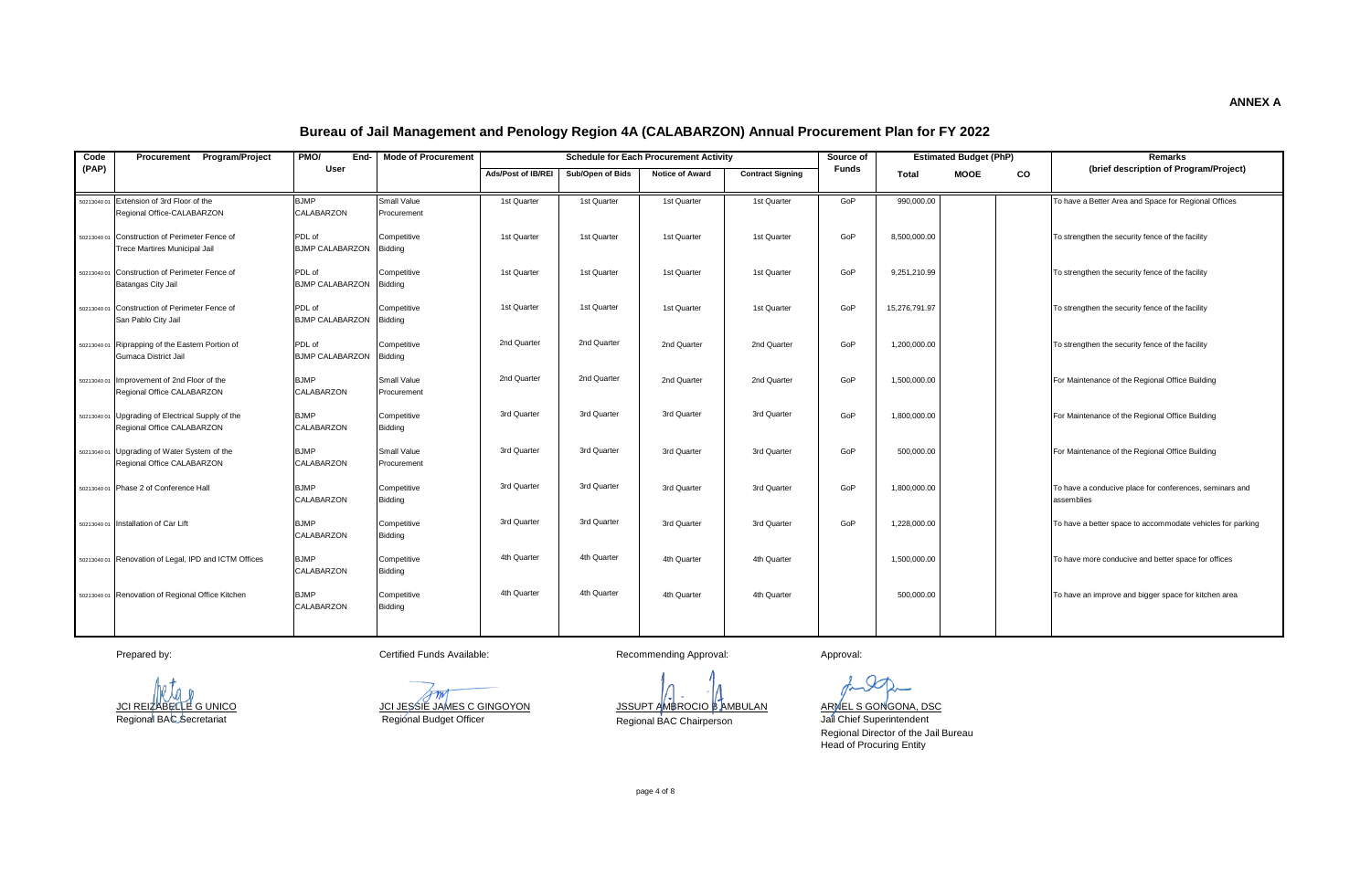**ANNEX A**

# Bureau of Jail Management and Penology Region 4A (CALABARZON) Annual Procurement Plan for FY 2022

| Code (PAP) | Procurement Program/Project | PMO/ End-User | Mode of Procurement | Schedule for Each Procurement Activity | | | | Source of Funds | Estimated Budget (PhP) | | | Remarks (brief description of Program/Project) |
|---|---|---|---|---|---|---|---|---|---|---|---|---|
| | | | | Ads/Post of IB/REI | Sub/Open of Bids | Notice of Award | Contract Signing | | Total | MOOE | CO | |
| 5021304001 | Extension of 3rd Floor of the Regional Office-CALABARZON | BJMP CALABARZON | Small Value Procurement | 1st Quarter | 1st Quarter | 1st Quarter | 1st Quarter | GoP | 990,000.00 | | | To have a Better Area and Space for Regional Offices |
| 5021304001 | Construction of Perimeter Fence of Trece Martires Municipal Jail | PDL of BJMP CALABARZON | Competitive Bidding | 1st Quarter | 1st Quarter | 1st Quarter | 1st Quarter | GoP | 8,500,000.00 | | | To strengthen the security fence of the facility |
| 5021304001 | Construction of Perimeter Fence of Batangas City Jail | PDL of BJMP CALABARZON | Competitive Bidding | 1st Quarter | 1st Quarter | 1st Quarter | 1st Quarter | GoP | 9,251,210.99 | | | To strengthen the security fence of the facility |
| 5021304001 | Construction of Perimeter Fence of San Pablo City Jail | PDL of BJMP CALABARZON | Competitive Bidding | 1st Quarter | 1st Quarter | 1st Quarter | 1st Quarter | GoP | 15,276,791.97 | | | To strengthen the security fence of the facility |
| 5021304001 | Riprapping of the Eastern Portion of Gumaca District Jail | PDL of BJMP CALABARZON | Competitive Bidding | 2nd Quarter | 2nd Quarter | 2nd Quarter | 2nd Quarter | GoP | 1,200,000.00 | | | To strengthen the security fence of the facility |
| 5021304001 | Improvement of 2nd Floor of the Regional Office CALABARZON | BJMP CALABARZON | Small Value Procurement | 2nd Quarter | 2nd Quarter | 2nd Quarter | 2nd Quarter | GoP | 1,500,000.00 | | | For Maintenance of the Regional Office Building |
| 5021304001 | Upgrading of Electrical Supply of the Regional Office CALABARZON | BJMP CALABARZON | Competitive Bidding | 3rd Quarter | 3rd Quarter | 3rd Quarter | 3rd Quarter | GoP | 1,800,000.00 | | | For Maintenance of the Regional Office Building |
| 5021304001 | Upgrading of Water System of the Regional Office CALABARZON | BJMP CALABARZON | Small Value Procurement | 3rd Quarter | 3rd Quarter | 3rd Quarter | 3rd Quarter | GoP | 500,000.00 | | | For Maintenance of the Regional Office Building |
| 5021304001 | Phase 2 of Conference Hall | BJMP CALABARZON | Competitive Bidding | 3rd Quarter | 3rd Quarter | 3rd Quarter | 3rd Quarter | GoP | 1,800,000.00 | | | To have a conducive place for conferences, seminars and assemblies |
| 5021304001 | Installation of Car Lift | BJMP CALABARZON | Competitive Bidding | 3rd Quarter | 3rd Quarter | 3rd Quarter | 3rd Quarter | GoP | 1,228,000.00 | | | To have a better space to accommodate vehicles for parking |
| 5021304001 | Renovation of Legal, IPD and ICTM Offices | BJMP CALABARZON | Competitive Bidding | 4th Quarter | 4th Quarter | 4th Quarter | 4th Quarter | | 1,500,000.00 | | | To have more conducive and better space for offices |
| 5021304001 | Renovation of Regional Office Kitchen | BJMP CALABARZON | Competitive Bidding | 4th Quarter | 4th Quarter | 4th Quarter | 4th Quarter | | 500,000.00 | | | To have an improve and bigger space for kitchen area |

Prepared by:

JCI REIZABELLE G UNICO
Regional BAC Secretariat

Certified Funds Available:

JCI JESSIE JAMES C GINGOYON
Regional Budget Officer

Recommending Approval:

JSSUPT AMBROCIO B AMBULAN
Regional BAC Chairperson

Approval:

ARNEL S GONGONA, DSC
Jail Chief Superintendent
Regional Director of the Jail Bureau
Head of Procuring Entity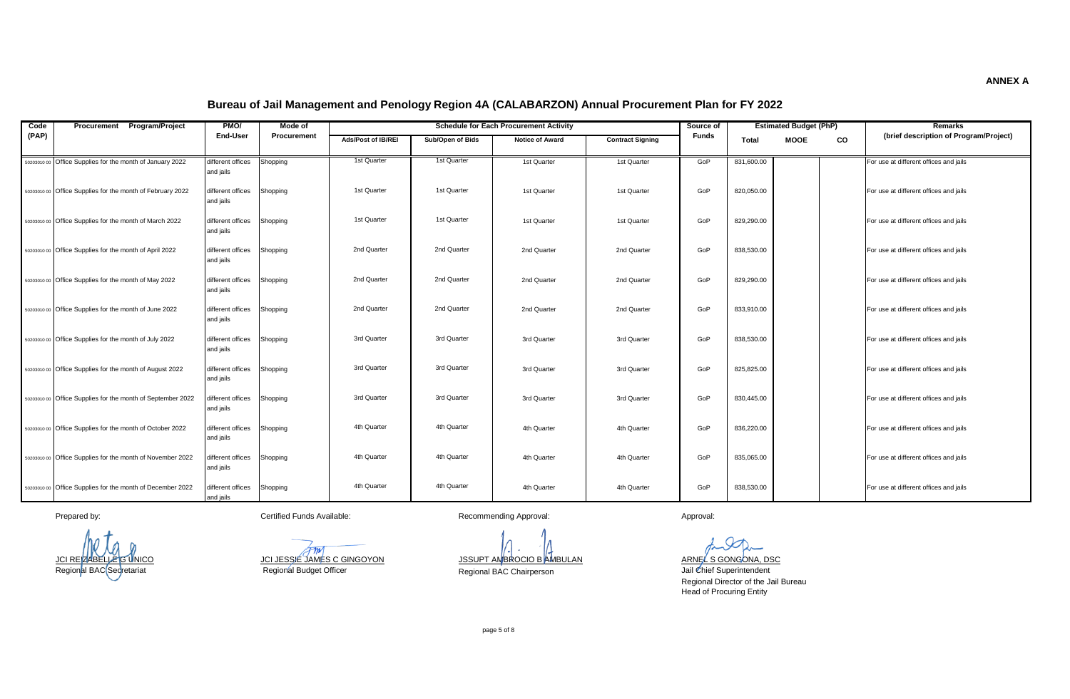**ANNEX A**

# Bureau of Jail Management and Penology Region 4A (CALABARZON) Annual Procurement Plan for FY 2022

| Code (PAP) | Procurement Program/Project | PMO/ End-User | Mode of Procurement | Schedule for Each Procurement Activity | | | | Source of Funds | Estimated Budget (PhP) | | | Remarks (brief description of Program/Project) |
|---|---|---|---|---|---|---|---|---|---|---|---|---|
| | | | | Ads/Post of IB/REI | Sub/Open of Bids | Notice of Award | Contract Signing | | Total | MOOE | CO | |
| 50203010 00 | Office Supplies for the month of January 2022 | different offices and jails | Shopping | 1st Quarter | 1st Quarter | 1st Quarter | 1st Quarter | GoP | 831,600.00 | | | For use at different offices and jails |
| 50203010 00 | Office Supplies for the month of February 2022 | different offices and jails | Shopping | 1st Quarter | 1st Quarter | 1st Quarter | 1st Quarter | GoP | 820,050.00 | | | For use at different offices and jails |
| 50203010 00 | Office Supplies for the month of March 2022 | different offices and jails | Shopping | 1st Quarter | 1st Quarter | 1st Quarter | 1st Quarter | GoP | 829,290.00 | | | For use at different offices and jails |
| 50203010 00 | Office Supplies for the month of April 2022 | different offices and jails | Shopping | 2nd Quarter | 2nd Quarter | 2nd Quarter | 2nd Quarter | GoP | 838,530.00 | | | For use at different offices and jails |
| 50203010 00 | Office Supplies for the month of May 2022 | different offices and jails | Shopping | 2nd Quarter | 2nd Quarter | 2nd Quarter | 2nd Quarter | GoP | 829,290.00 | | | For use at different offices and jails |
| 50203010 00 | Office Supplies for the month of June 2022 | different offices and jails | Shopping | 2nd Quarter | 2nd Quarter | 2nd Quarter | 2nd Quarter | GoP | 833,910.00 | | | For use at different offices and jails |
| 50203010 00 | Office Supplies for the month of July 2022 | different offices and jails | Shopping | 3rd Quarter | 3rd Quarter | 3rd Quarter | 3rd Quarter | GoP | 838,530.00 | | | For use at different offices and jails |
| 50203010 00 | Office Supplies for the month of August 2022 | different offices and jails | Shopping | 3rd Quarter | 3rd Quarter | 3rd Quarter | 3rd Quarter | GoP | 825,825.00 | | | For use at different offices and jails |
| 50203010 00 | Office Supplies for the month of September 2022 | different offices and jails | Shopping | 3rd Quarter | 3rd Quarter | 3rd Quarter | 3rd Quarter | GoP | 830,445.00 | | | For use at different offices and jails |
| 50203010 00 | Office Supplies for the month of October 2022 | different offices and jails | Shopping | 4th Quarter | 4th Quarter | 4th Quarter | 4th Quarter | GoP | 836,220.00 | | | For use at different offices and jails |
| 50203010 00 | Office Supplies for the month of November 2022 | different offices and jails | Shopping | 4th Quarter | 4th Quarter | 4th Quarter | 4th Quarter | GoP | 835,065.00 | | | For use at different offices and jails |
| 50203010 00 | Office Supplies for the month of December 2022 | different offices and jails | Shopping | 4th Quarter | 4th Quarter | 4th Quarter | 4th Quarter | GoP | 838,530.00 | | | For use at different offices and jails |

Prepared by:

JCI REIZABELLE G UNICO
Regional BAC Secretariat

Certified Funds Available:

JCI JESSIE JAMES C GINGOYON
Regional Budget Officer

Recommending Approval:

JSSUPT AMBROCIO B AMBULAN
Regional BAC Chairperson

Approval:

ARNEL S GONGONA, DSC
Jail Chief Superintendent
Regional Director of the Jail Bureau
Head of Procuring Entity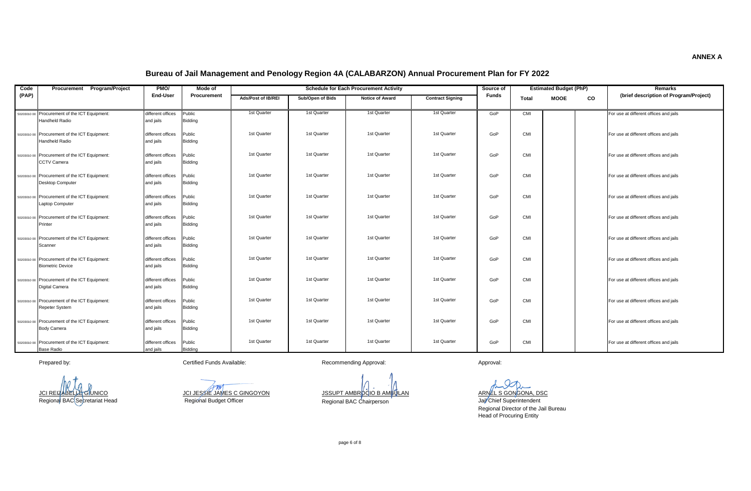**ANNEX A**

## Bureau of Jail Management and Penology Region 4A (CALABARZON) Annual Procurement Plan for FY 2022

| Code (PAP) | Procurement Program/Project | PMO/ End-User | Mode of Procurement | Schedule for Each Procurement Activity | | | | Source of Funds | Estimated Budget (PhP) | | | Remarks (brief description of Program/Project) |
|---|---|---|---|---|---|---|---|---|---|---|---|---|
| | | | | Ads/Post of IB/REI | Sub/Open of Bids | Notice of Award | Contract Signing | | Total | MOOE | CO | |
| 50203010 00 | Procurement of the ICT Equipment: Handheld Radio | different offices and jails | Public Bidding | 1st Quarter | 1st Quarter | 1st Quarter | 1st Quarter | GoP | CMI | | | For use at different offices and jails |
| 50203010 00 | Procurement of the ICT Equipment: Handheld Radio | different offices and jails | Public Bidding | 1st Quarter | 1st Quarter | 1st Quarter | 1st Quarter | GoP | CMI | | | For use at different offices and jails |
| 50203010 00 | Procurement of the ICT Equipment: CCTV Camera | different offices and jails | Public Bidding | 1st Quarter | 1st Quarter | 1st Quarter | 1st Quarter | GoP | CMI | | | For use at different offices and jails |
| 50203010 00 | Procurement of the ICT Equipment: Desktop Computer | different offices and jails | Public Bidding | 1st Quarter | 1st Quarter | 1st Quarter | 1st Quarter | GoP | CMI | | | For use at different offices and jails |
| 50203010 00 | Procurement of the ICT Equipment: Laptop Computer | different offices and jails | Public Bidding | 1st Quarter | 1st Quarter | 1st Quarter | 1st Quarter | GoP | CMI | | | For use at different offices and jails |
| 50203010 00 | Procurement of the ICT Equipment: Printer | different offices and jails | Public Bidding | 1st Quarter | 1st Quarter | 1st Quarter | 1st Quarter | GoP | CMI | | | For use at different offices and jails |
| 50203010 00 | Procurement of the ICT Equipment: Scanner | different offices and jails | Public Bidding | 1st Quarter | 1st Quarter | 1st Quarter | 1st Quarter | GoP | CMI | | | For use at different offices and jails |
| 50203010 00 | Procurement of the ICT Equipment: Biometric Device | different offices and jails | Public Bidding | 1st Quarter | 1st Quarter | 1st Quarter | 1st Quarter | GoP | CMI | | | For use at different offices and jails |
| 50203010 00 | Procurement of the ICT Equipment: Digital Camera | different offices and jails | Public Bidding | 1st Quarter | 1st Quarter | 1st Quarter | 1st Quarter | GoP | CMI | | | For use at different offices and jails |
| 50203010 00 | Procurement of the ICT Equipment: Repeter System | different offices and jails | Public Bidding | 1st Quarter | 1st Quarter | 1st Quarter | 1st Quarter | GoP | CMI | | | For use at different offices and jails |
| 50203010 00 | Procurement of the ICT Equipment: Body Camera | different offices and jails | Public Bidding | 1st Quarter | 1st Quarter | 1st Quarter | 1st Quarter | GoP | CMI | | | For use at different offices and jails |
| 50203010 00 | Procurement of the ICT Equipment: Base Radio | different offices and jails | Public Bidding | 1st Quarter | 1st Quarter | 1st Quarter | 1st Quarter | GoP | CMI | | | For use at different offices and jails |

Prepared by:

JCI REIZABELLE GIUNICO
Regional BAC Secretariat Head

Certified Funds Available:

JCI JESSIE JAMES C GINGOYON
Regional Budget Officer

Recommending Approval:

JSSUPT AMBROCIO B AMBULAN
Regional BAC Chairperson

Approval:

ARNEL S GONGONA, DSC
Jail Chief Superintendent
Regional Director of the Jail Bureau
Head of Procuring Entity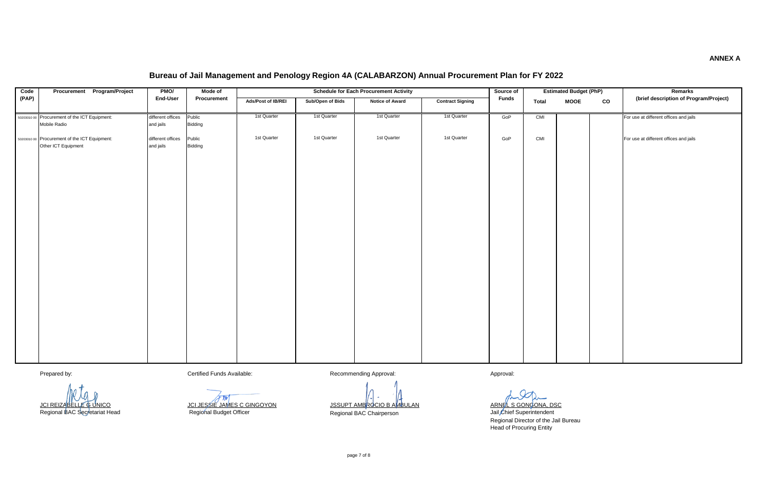**ANNEX A**

# Bureau of Jail Management and Penology Region 4A (CALABARZON) Annual Procurement Plan for FY 2022

| Code (PAP) | Procurement Program/Project | PMO/ End-User | Mode of Procurement | Schedule for Each Procurement Activity | | | | Source of Funds | Estimated Budget (PhP) | | | Remarks (brief description of Program/Project) |
|---|---|---|---|---|---|---|---|---|---|---|---|---|
| | | | | Ads/Post of IB/REI | Sub/Open of Bids | Notice of Award | Contract Signing | | Total | MOOE | CO | |
| 50203010 00 | Procurement of the ICT Equipment: Mobile Radio | different offices and jails | Public Bidding | 1st Quarter | 1st Quarter | 1st Quarter | 1st Quarter | GoP | CMI | | | For use at different offices and jails |
| 50203010 00 | Procurement of the ICT Equipment: Other ICT Equipment | different offices and jails | Public Bidding | 1st Quarter | 1st Quarter | 1st Quarter | 1st Quarter | GoP | CMI | | | For use at different offices and jails |

Prepared by:

JCI REIZABELLE G UNICO
Regional BAC Secretariat Head

Certified Funds Available:

JCI JESSIE JAMES C GINGOYON
Regional Budget Officer

Recommending Approval:

JSSUPT AMBROCIO B AMBULAN
Regional BAC Chairperson

Approval:

ARNEL S GONGONA, DSC
Jail Chief Superintendent
Regional Director of the Jail Bureau
Head of Procuring Entity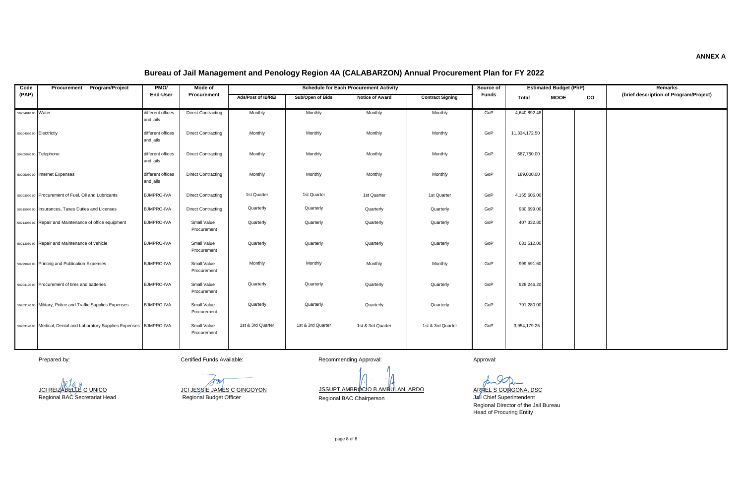**ANNEX A**

# Bureau of Jail Management and Penology Region 4A (CALABARZON) Annual Procurement Plan for FY 2022

| Code (PAP) | Procurement Program/Project | PMO/ End-User | Mode of Procurement | Schedule for Each Procurement Activity | | | | Source of Funds | Estimated Budget (PhP) | | | Remarks (brief description of Program/Project) |
|---|---|---|---|---|---|---|---|---|---|---|---|---|
| | | | | Ads/Post of IB/REI | Sub/Open of Bids | Notice of Award | Contract Signing | | Total | MOOE | CO | |
| 50204010 00 | Water | different offices and jails | Direct Contracting | Monthly | Monthly | Monthly | Monthly | GoP | 4,640,892.48 | | | |
| 50204020 00 | Electrictiy | different offices and jails | Direct Contracting | Monthly | Monthly | Monthly | Monthly | GoP | 11,334,172.50 | | | |
| 50205020 00 | Telephone | different offices and jails | Direct Contracting | Monthly | Monthly | Monthly | Monthly | GoP | 687,750.00 | | | |
| 50205030 00 | Internet Expenses | different offices and jails | Direct Contracting | Monthly | Monthly | Monthly | Monthly | GoP | 189,000.00 | | | |
| 50203090 00 | Procurement of Fuel, Oil and Lubricants | BJMPRO-IVA | Direct Contracting | 1st Quarter | 1st Quarter | 1st Quarter | 1st Quarter | GoP | 4,155,606.00 | | | |
| 50215030 00 | Insurances, Taxes Duties and Licenses | BJMPRO-IVA | Direct Contracting | Quarterly | Quarterly | Quarterly | Quarterly | GoP | 930,699.00 | | | |
| 50213050 02 | Repair and Maintenance of office equipment | BJMPRO-IVA | Small Value Procurement | Quarterly | Quarterly | Quarterly | Quarterly | GoP | 407,332.80 | | | |
| 50213060 99 | Repair and Maintenance of vehicle | BJMPRO-IVA | Small Value Procurement | Quarterly | Quarterly | Quarterly | Quarterly | GoP | 631,512.00 | | | |
| 50299020 00 | Printing and Publication Expenses | BJMPRO-IVA | Small Value Procurement | Monthly | Monthly | Monthly | Monthly | GoP | 999,591.60 | | | |
| 50203120 00 | Procurement of tires and batteries | BJMPRO-IVA | Small Value Procurement | Quarterly | Quarterly | Quarterly | Quarterly | GoP | 928,246.20 | | | |
| 50203120 00 | Military, Police and Traffic Supplies Expenses | BJMPRO-IVA | Small Value Procurement | Quarterly | Quarterly | Quarterly | Quarterly | GoP | 791,280.00 | | | |
| 50203120 00 | Medical, Dental and Laboratory Supplies Expenses | BJMPRO-IVA | Small Value Procurement | 1st & 3rd Quarter | 1st & 3rd Quarter | 1st & 3rd Quarter | 1st & 3rd Quarter | GoP | 3,954,179.25 | | | |

Prepared by:

JCI REIZABELLE G UNICO
Regional BAC Secretariat Head

Certified Funds Available:

JCI JESSIE JAMES C GINGOYON
Regional Budget Officer

Recommending Approval:

JSSUPT AMBROCIO B AMBULAN, ARDO
Regional BAC Chairperson

Approval:

ARNEL S GONGONA, DSC
Jail Chief Superintendent
Regional Director of the Jail Bureau
Head of Procuring Entity